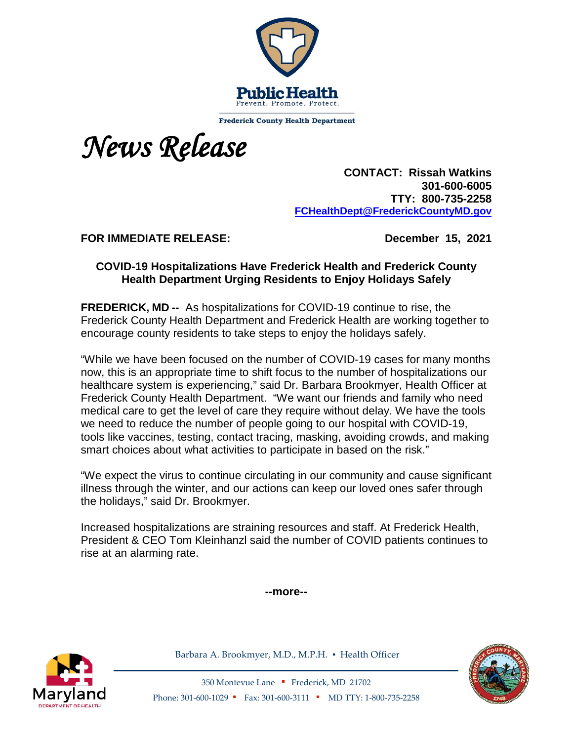Public Health
Prevent. Promote. Protect.

Frederick County Health Department

# *News Release*

**CONTACT: Rissah Watkins**
**301-600-6005**
**TTY: 800-735-2258**
**FCHealthDept@FrederickCountyMD.gov**

**FOR IMMEDIATE RELEASE:** **December 15, 2021**

## COVID-19 Hospitalizations Have Frederick Health and Frederick County Health Department Urging Residents to Enjoy Holidays Safely

**FREDERICK, MD --** As hospitalizations for COVID-19 continue to rise, the Frederick County Health Department and Frederick Health are working together to encourage county residents to take steps to enjoy the holidays safely.

"While we have been focused on the number of COVID-19 cases for many months now, this is an appropriate time to shift focus to the number of hospitalizations our healthcare system is experiencing," said Dr. Barbara Brookmyer, Health Officer at Frederick County Health Department. "We want our friends and family who need medical care to get the level of care they require without delay. We have the tools we need to reduce the number of people going to our hospital with COVID-19, tools like vaccines, testing, contact tracing, masking, avoiding crowds, and making smart choices about what activities to participate in based on the risk."

"We expect the virus to continue circulating in our community and cause significant illness through the winter, and our actions can keep our loved ones safer through the holidays," said Dr. Brookmyer.

Increased hospitalizations are straining resources and staff. At Frederick Health, President & CEO Tom Kleinhanzl said the number of COVID patients continues to rise at an alarming rate.

**--more--**

Barbara A. Brookmyer, M.D., M.P.H. ▪ Health Officer

350 Montevue Lane ▪ Frederick, MD 21702
Phone: 301-600-1029 ▪ Fax: 301-600-3111 ▪ MD TTY: 1-800-735-2258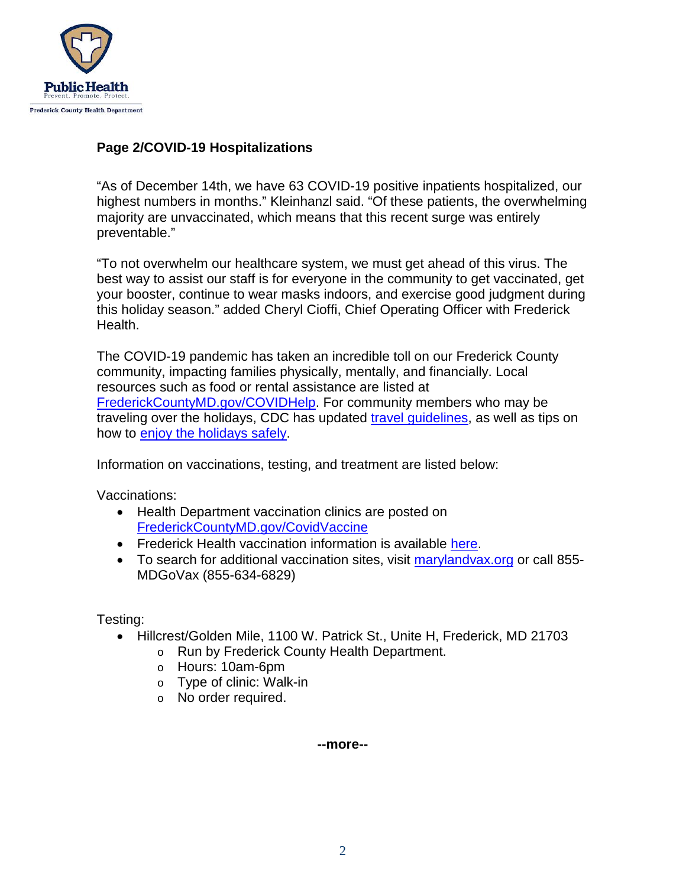**Page 2/COVID-19 Hospitalizations**

"As of December 14th, we have 63 COVID-19 positive inpatients hospitalized, our highest numbers in months." Kleinhanzl said. "Of these patients, the overwhelming majority are unvaccinated, which means that this recent surge was entirely preventable."

"To not overwhelm our healthcare system, we must get ahead of this virus. The best way to assist our staff is for everyone in the community to get vaccinated, get your booster, continue to wear masks indoors, and exercise good judgment during this holiday season." added Cheryl Cioffi, Chief Operating Officer with Frederick Health.

The COVID-19 pandemic has taken an incredible toll on our Frederick County community, impacting families physically, mentally, and financially. Local resources such as food or rental assistance are listed at FrederickCountyMD.gov/COVIDHelp. For community members who may be traveling over the holidays, CDC has updated travel guidelines, as well as tips on how to enjoy the holidays safely.

Information on vaccinations, testing, and treatment are listed below:

Vaccinations:

- Health Department vaccination clinics are posted on FrederickCountyMD.gov/CovidVaccine
- Frederick Health vaccination information is available here.
- To search for additional vaccination sites, visit marylandvax.org or call 855-MDGoVax (855-634-6829)

Testing:

- Hillcrest/Golden Mile, 1100 W. Patrick St., Unite H, Frederick, MD 21703
  - Run by Frederick County Health Department.
  - Hours: 10am-6pm
  - Type of clinic: Walk-in
  - No order required.

**--more--**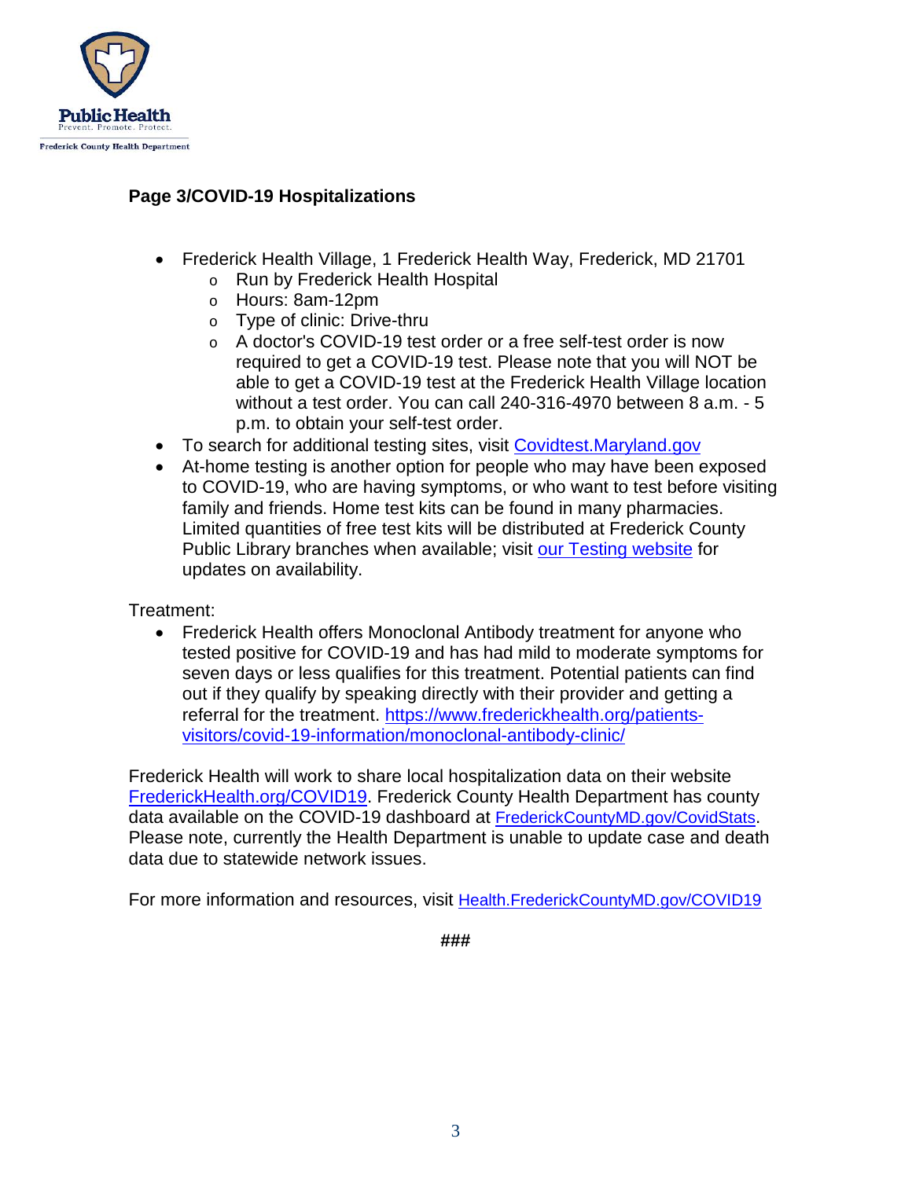**Page 3/COVID-19 Hospitalizations**

- Frederick Health Village, 1 Frederick Health Way, Frederick, MD 21701
  - Run by Frederick Health Hospital
  - Hours: 8am-12pm
  - Type of clinic: Drive-thru
  - A doctor's COVID-19 test order or a free self-test order is now required to get a COVID-19 test. Please note that you will NOT be able to get a COVID-19 test at the Frederick Health Village location without a test order. You can call 240-316-4970 between 8 a.m. - 5 p.m. to obtain your self-test order.
- To search for additional testing sites, visit [Covidtest.Maryland.gov](https://Covidtest.Maryland.gov)
- At-home testing is another option for people who may have been exposed to COVID-19, who are having symptoms, or who want to test before visiting family and friends. Home test kits can be found in many pharmacies. Limited quantities of free test kits will be distributed at Frederick County Public Library branches when available; visit our Testing website for updates on availability.

Treatment:

- Frederick Health offers Monoclonal Antibody treatment for anyone who tested positive for COVID-19 and has had mild to moderate symptoms for seven days or less qualifies for this treatment. Potential patients can find out if they qualify by speaking directly with their provider and getting a referral for the treatment. https://www.frederickhealth.org/patients-visitors/covid-19-information/monoclonal-antibody-clinic/

Frederick Health will work to share local hospitalization data on their website [FrederickHealth.org/COVID19](https://FrederickHealth.org/COVID19). Frederick County Health Department has county data available on the COVID-19 dashboard at [FrederickCountyMD.gov/CovidStats](https://FrederickCountyMD.gov/CovidStats). Please note, currently the Health Department is unable to update case and death data due to statewide network issues.

For more information and resources, visit [Health.FrederickCountyMD.gov/COVID19](https://Health.FrederickCountyMD.gov/COVID19)

###